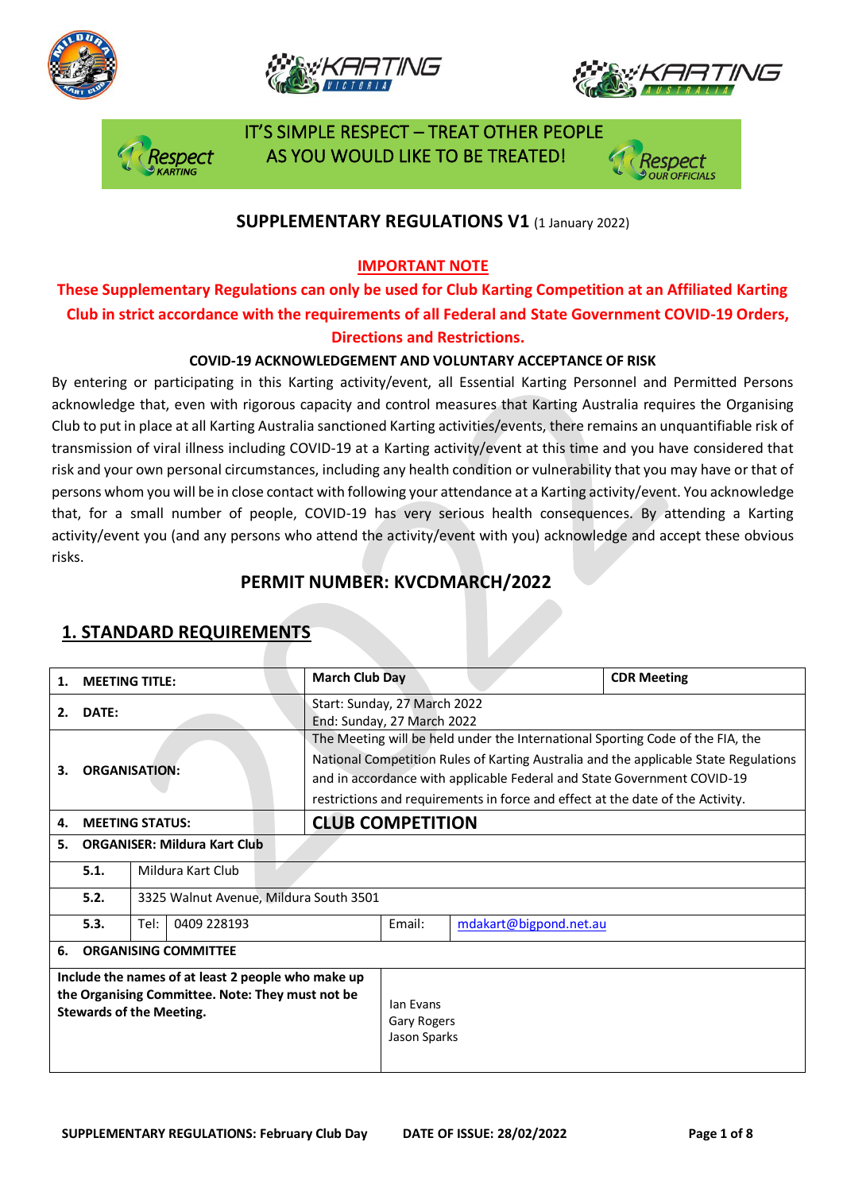IT'S SIMPLE RESPECT – TREAT OTHER PEOPLE AS YOU WOULD LIKE TO BE TREATED!

## SUPPLEMENTARY REGULATIONS V1 (1 January 2022)

**IMPORTANT NOTE**

**These Supplementary Regulations can only be used for Club Karting Competition at an Affiliated Karting Club in strict accordance with the requirements of all Federal and State Government COVID-19 Orders, Directions and Restrictions.**

**COVID-19 ACKNOWLEDGEMENT AND VOLUNTARY ACCEPTANCE OF RISK**

By entering or participating in this Karting activity/event, all Essential Karting Personnel and Permitted Persons acknowledge that, even with rigorous capacity and control measures that Karting Australia requires the Organising Club to put in place at all Karting Australia sanctioned Karting activities/events, there remains an unquantifiable risk of transmission of viral illness including COVID-19 at a Karting activity/event at this time and you have considered that risk and your own personal circumstances, including any health condition or vulnerability that you may have or that of persons whom you will be in close contact with following your attendance at a Karting activity/event. You acknowledge that, for a small number of people, COVID-19 has very serious health consequences. By attending a Karting activity/event you (and any persons who attend the activity/event with you) acknowledge and accept these obvious risks.

## PERMIT NUMBER: KVCDMARCH/2022

## 1. STANDARD REQUIREMENTS

| | | | | | |
|---|---|---|---|---|---|
| **1.** | **MEETING TITLE:** | | **March Club Day** | | **CDR Meeting** |
| **2.** | **DATE:** | | Start: Sunday, 27 March 2022<br>End: Sunday, 27 March 2022 | | |
| **3.** | **ORGANISATION:** | | The Meeting will be held under the International Sporting Code of the FIA, the National Competition Rules of Karting Australia and the applicable State Regulations and in accordance with applicable Federal and State Government COVID-19 restrictions and requirements in force and effect at the date of the Activity. | | |
| **4.** | **MEETING STATUS:** | | **CLUB COMPETITION** | | |
| **5.** | **ORGANISER: Mildura Kart Club** | | | | |
| | **5.1.** | Mildura Kart Club | | | |
| | **5.2.** | 3325 Walnut Avenue, Mildura South 3501 | | | |
| | **5.3.** | Tel: 0409 228193 | Email: | mdakart@bigpond.net.au | |
| **6.** | **ORGANISING COMMITTEE** | | | | |
| **Include the names of at least 2 people who make up the Organising Committee. Note: They must not be Stewards of the Meeting.** | | | Ian Evans<br>Gary Rogers<br>Jason Sparks | | |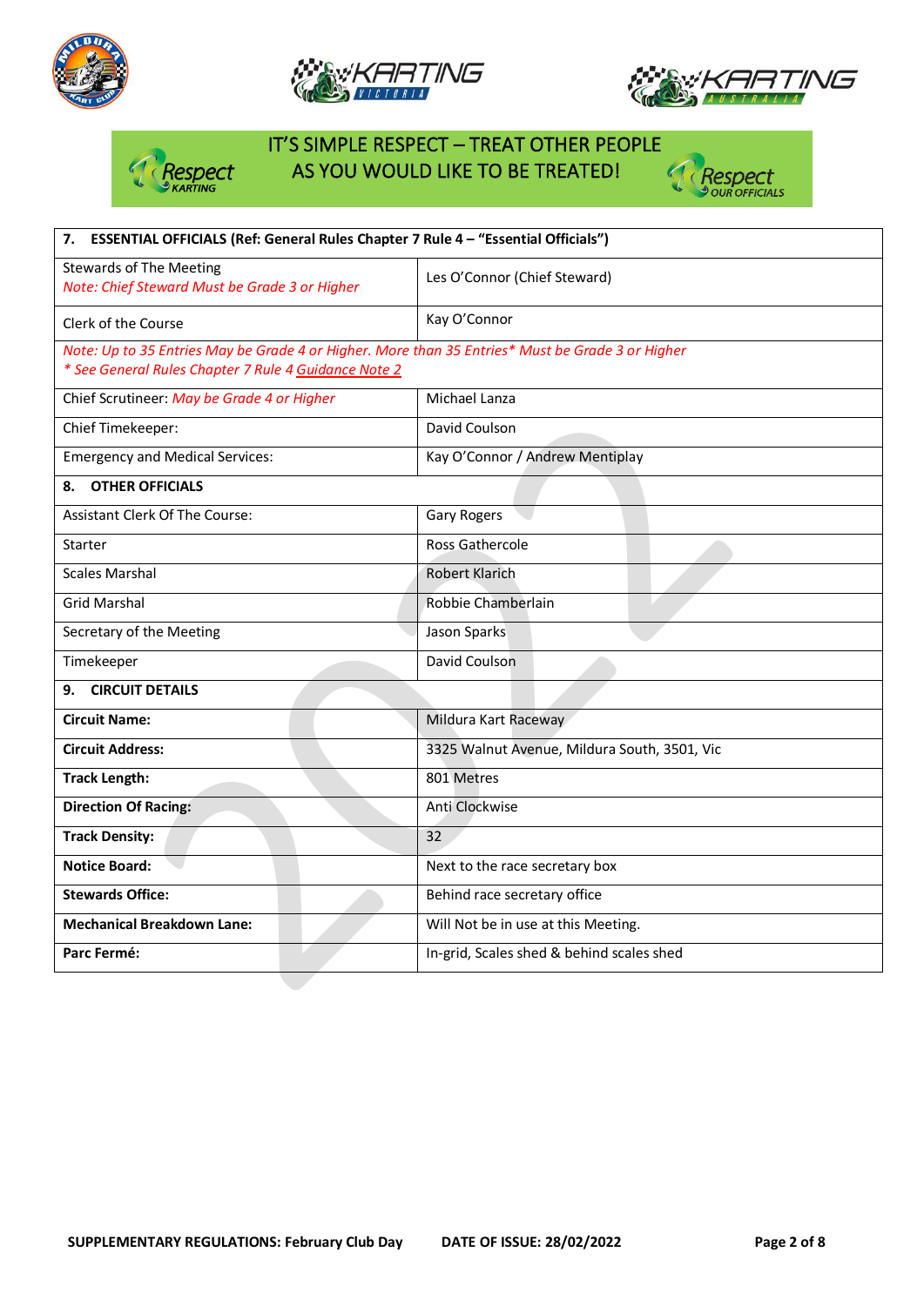IT'S SIMPLE RESPECT – TREAT OTHER PEOPLE AS YOU WOULD LIKE TO BE TREATED!

| **7. ESSENTIAL OFFICIALS (Ref: General Rules Chapter 7 Rule 4 – "Essential Officials")** | |
|---|---|
| Stewards of The Meeting<br>*Note: Chief Steward Must be Grade 3 or Higher* | Les O'Connor (Chief Steward) |
| Clerk of the Course | Kay O'Connor |
| *Note: Up to 35 Entries May be Grade 4 or Higher. More than 35 Entries\* Must be Grade 3 or Higher*<br>*\* See General Rules Chapter 7 Rule 4 Guidance Note 2* | |
| Chief Scrutineer: *May be Grade 4 or Higher* | Michael Lanza |
| Chief Timekeeper: | David Coulson |
| Emergency and Medical Services: | Kay O'Connor / Andrew Mentiplay |
| **8. OTHER OFFICIALS** | |
| Assistant Clerk Of The Course: | Gary Rogers |
| Starter | Ross Gathercole |
| Scales Marshal | Robert Klarich |
| Grid Marshal | Robbie Chamberlain |
| Secretary of the Meeting | Jason Sparks |
| Timekeeper | David Coulson |
| **9. CIRCUIT DETAILS** | |
| **Circuit Name:** | Mildura Kart Raceway |
| **Circuit Address:** | 3325 Walnut Avenue, Mildura South, 3501, Vic |
| **Track Length:** | 801 Metres |
| **Direction Of Racing:** | Anti Clockwise |
| **Track Density:** | 32 |
| **Notice Board:** | Next to the race secretary box |
| **Stewards Office:** | Behind race secretary office |
| **Mechanical Breakdown Lane:** | Will Not be in use at this Meeting. |
| **Parc Fermé:** | In-grid, Scales shed & behind scales shed |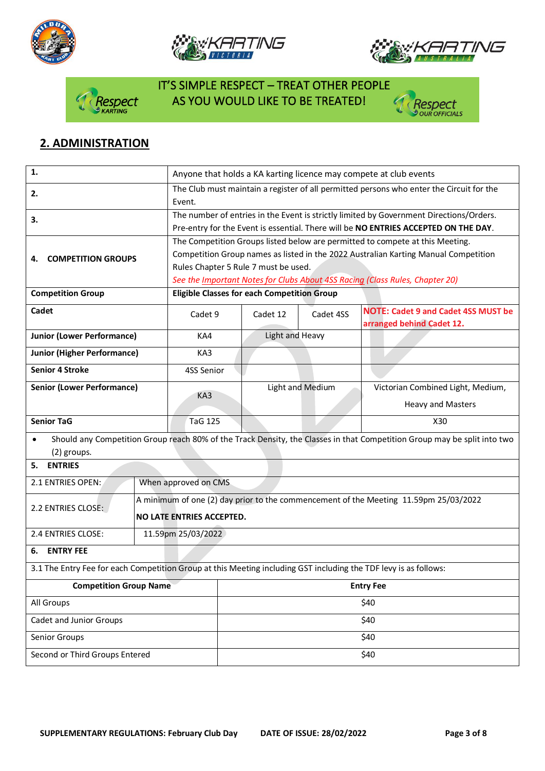IT'S SIMPLE RESPECT – TREAT OTHER PEOPLE AS YOU WOULD LIKE TO BE TREATED!

## 2. ADMINISTRATION

| | | | | |
|---|---|---|---|---|
| **1.** | Anyone that holds a KA karting licence may compete at club events | | | |
| **2.** | The Club must maintain a register of all permitted persons who enter the Circuit for the Event. | | | |
| **3.** | The number of entries in the Event is strictly limited by Government Directions/Orders. Pre-entry for the Event is essential. There will be **NO ENTRIES ACCEPTED ON THE DAY**. | | | |
| **4. COMPETITION GROUPS** | The Competition Groups listed below are permitted to compete at this Meeting. Competition Group names as listed in the 2022 Australian Karting Manual Competition Rules Chapter 5 Rule 7 must be used. *See the Important Notes for Clubs About 4SS Racing (Class Rules, Chapter 20)* | | | |
| **Competition Group** | **Eligible Classes for each Competition Group** | | | |
| **Cadet** | Cadet 9 | Cadet 12 | Cadet 4SS | **NOTE: Cadet 9 and Cadet 4SS MUST be arranged behind Cadet 12.** |
| **Junior (Lower Performance)** | KA4 | Light and Heavy | | |
| **Junior (Higher Performance)** | KA3 | | | |
| **Senior 4 Stroke** | 4SS Senior | | | |
| **Senior (Lower Performance)** | KA3 | Light and Medium | | Victorian Combined Light, Medium, Heavy and Masters |
| **Senior TaG** | TaG 125 | | | X30 |

- Should any Competition Group reach 80% of the Track Density, the Classes in that Competition Group may be split into two (2) groups.

**5. ENTRIES**

| | |
|---|---|
| 2.1 ENTRIES OPEN: | When approved on CMS |
| 2.2 ENTRIES CLOSE: | A minimum of one (2) day prior to the commencement of the Meeting 11.59pm 25/03/2022 **NO LATE ENTRIES ACCEPTED.** |
| 2.4 ENTRIES CLOSE: | 11.59pm 25/03/2022 |

**6. ENTRY FEE**

3.1 The Entry Fee for each Competition Group at this Meeting including GST including the TDF levy is as follows:

| Competition Group Name | Entry Fee |
|---|---|
| All Groups | $40 |
| Cadet and Junior Groups | $40 |
| Senior Groups | $40 |
| Second or Third Groups Entered | $40 |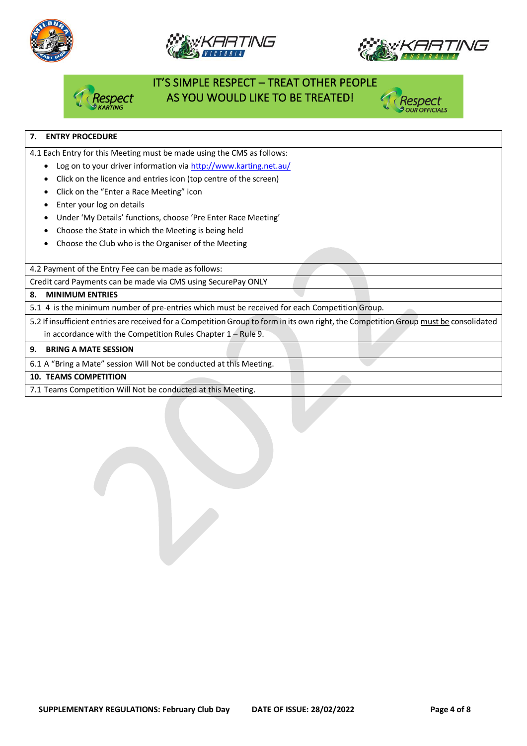IT'S SIMPLE RESPECT – TREAT OTHER PEOPLE AS YOU WOULD LIKE TO BE TREATED!

## 7. ENTRY PROCEDURE

4.1 Each Entry for this Meeting must be made using the CMS as follows:

- Log on to your driver information via http://www.karting.net.au/
- Click on the licence and entries icon (top centre of the screen)
- Click on the "Enter a Race Meeting" icon
- Enter your log on details
- Under 'My Details' functions, choose 'Pre Enter Race Meeting'
- Choose the State in which the Meeting is being held
- Choose the Club who is the Organiser of the Meeting

4.2 Payment of the Entry Fee can be made as follows:

Credit card Payments can be made via CMS using SecurePay ONLY

## 8. MINIMUM ENTRIES

5.1 4 is the minimum number of pre-entries which must be received for each Competition Group.

5.2 If insufficient entries are received for a Competition Group to form in its own right, the Competition Group must be consolidated in accordance with the Competition Rules Chapter 1 – Rule 9.

## 9. BRING A MATE SESSION

6.1 A "Bring a Mate" session Will Not be conducted at this Meeting.

## 10. TEAMS COMPETITION

7.1 Teams Competition Will Not be conducted at this Meeting.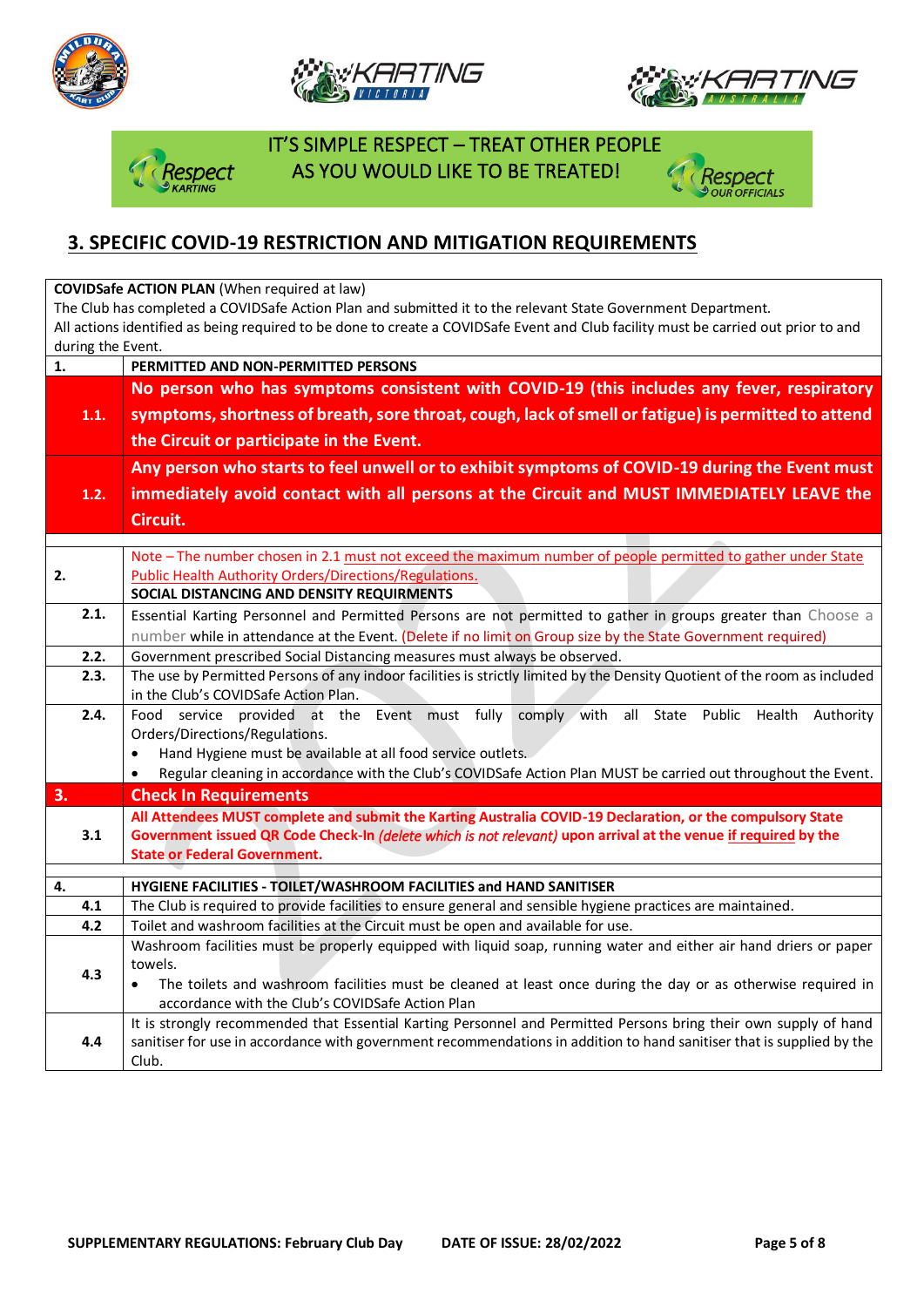IT'S SIMPLE RESPECT – TREAT OTHER PEOPLE AS YOU WOULD LIKE TO BE TREATED!

## 3. SPECIFIC COVID-19 RESTRICTION AND MITIGATION REQUIREMENTS

| **COVIDSafe ACTION PLAN** (When required at law) The Club has completed a COVIDSafe Action Plan and submitted it to the relevant State Government Department. All actions identified as being required to be done to create a COVIDSafe Event and Club facility must be carried out prior to and during the Event. | |
|---|---|
| **1.** | **PERMITTED AND NON-PERMITTED PERSONS** |
| **1.1.** | **No person who has symptoms consistent with COVID-19 (this includes any fever, respiratory symptoms, shortness of breath, sore throat, cough, lack of smell or fatigue) is permitted to attend the Circuit or participate in the Event.** |
| **1.2.** | **Any person who starts to feel unwell or to exhibit symptoms of COVID-19 during the Event must immediately avoid contact with all persons at the Circuit and MUST IMMEDIATELY LEAVE the Circuit.** |
| | |
| **2.** | Note – The number chosen in 2.1 must not exceed the maximum number of people permitted to gather under State Public Health Authority Orders/Directions/Regulations. **SOCIAL DISTANCING AND DENSITY REQUIRMENTS** |
| **2.1.** | Essential Karting Personnel and Permitted Persons are not permitted to gather in groups greater than Choose a number while in attendance at the Event. (Delete if no limit on Group size by the State Government required) |
| **2.2.** | Government prescribed Social Distancing measures must always be observed. |
| **2.3.** | The use by Permitted Persons of any indoor facilities is strictly limited by the Density Quotient of the room as included in the Club's COVIDSafe Action Plan. |
| **2.4.** | Food service provided at the Event must fully comply with all State Public Health Authority Orders/Directions/Regulations.<br>• Hand Hygiene must be available at all food service outlets.<br>• Regular cleaning in accordance with the Club's COVIDSafe Action Plan MUST be carried out throughout the Event. |
| **3.** | **Check In Requirements** |
| **3.1** | **All Attendees MUST complete and submit the Karting Australia COVID-19 Declaration, or the compulsory State Government issued QR Code Check-In *(delete which is not relevant)* upon arrival at the venue if required by the State or Federal Government.** |
| | |
| **4.** | **HYGIENE FACILITIES - TOILET/WASHROOM FACILITIES and HAND SANITISER** |
| **4.1** | The Club is required to provide facilities to ensure general and sensible hygiene practices are maintained. |
| **4.2** | Toilet and washroom facilities at the Circuit must be open and available for use. |
| **4.3** | Washroom facilities must be properly equipped with liquid soap, running water and either air hand driers or paper towels.<br>• The toilets and washroom facilities must be cleaned at least once during the day or as otherwise required in accordance with the Club's COVIDSafe Action Plan |
| **4.4** | It is strongly recommended that Essential Karting Personnel and Permitted Persons bring their own supply of hand sanitiser for use in accordance with government recommendations in addition to hand sanitiser that is supplied by the Club. |

**SUPPLEMENTARY REGULATIONS: February Club Day** **DATE OF ISSUE: 28/02/2022**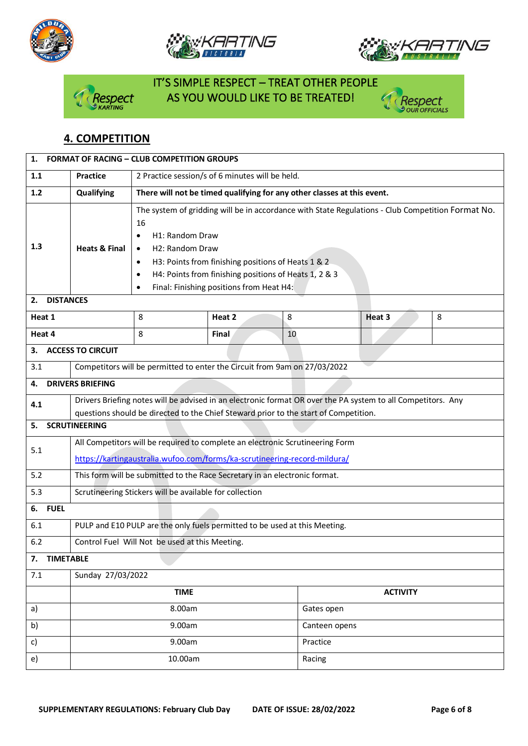IT'S SIMPLE RESPECT – TREAT OTHER PEOPLE AS YOU WOULD LIKE TO BE TREATED!

## 4. COMPETITION

| **1. FORMAT OF RACING – CLUB COMPETITION GROUPS** | | |
|---|---|---|
| **1.1** | **Practice** | 2 Practice session/s of 6 minutes will be held. |
| **1.2** | **Qualifying** | **There will not be timed qualifying for any other classes at this event.** |
| **1.3** | **Heats & Final** | The system of gridding will be in accordance with State Regulations - Club Competition Format No. 16<br>• H1: Random Draw<br>• H2: Random Draw<br>• H3: Points from finishing positions of Heats 1 & 2<br>• H4: Points from finishing positions of Heats 1, 2 & 3<br>• Final: Finishing positions from Heat H4: |

**2. DISTANCES**

| **Heat 1** | 8 | **Heat 2** | 8 | **Heat 3** | 8 |
|---|---|---|---|---|---|
| **Heat 4** | 8 | **Final** | 10 | | |

| **3. ACCESS TO CIRCUIT** | |
|---|---|
| 3.1 | Competitors will be permitted to enter the Circuit from 9am on 27/03/2022 |
| **4. DRIVERS BRIEFING** | |
| 4.1 | Drivers Briefing notes will be advised in an electronic format OR over the PA system to all Competitors. Any questions should be directed to the Chief Steward prior to the start of Competition. |
| **5. SCRUTINEERING** | |
| 5.1 | All Competitors will be required to complete an electronic Scrutineering Form<br>https://kartingaustralia.wufoo.com/forms/ka-scrutineering-record-mildura/ |
| 5.2 | This form will be submitted to the Race Secretary in an electronic format. |
| 5.3 | Scrutineering Stickers will be available for collection |
| **6. FUEL** | |
| 6.1 | PULP and E10 PULP are the only fuels permitted to be used at this Meeting. |
| 6.2 | Control Fuel Will Not be used at this Meeting. |
| **7. TIMETABLE** | |
| 7.1 | Sunday 27/03/2022 |

| | **TIME** | **ACTIVITY** |
|---|---|---|
| a) | 8.00am | Gates open |
| b) | 9.00am | Canteen opens |
| c) | 9.00am | Practice |
| e) | 10.00am | Racing |

SUPPLEMENTARY REGULATIONS: February Club Day DATE OF ISSUE: 28/02/2022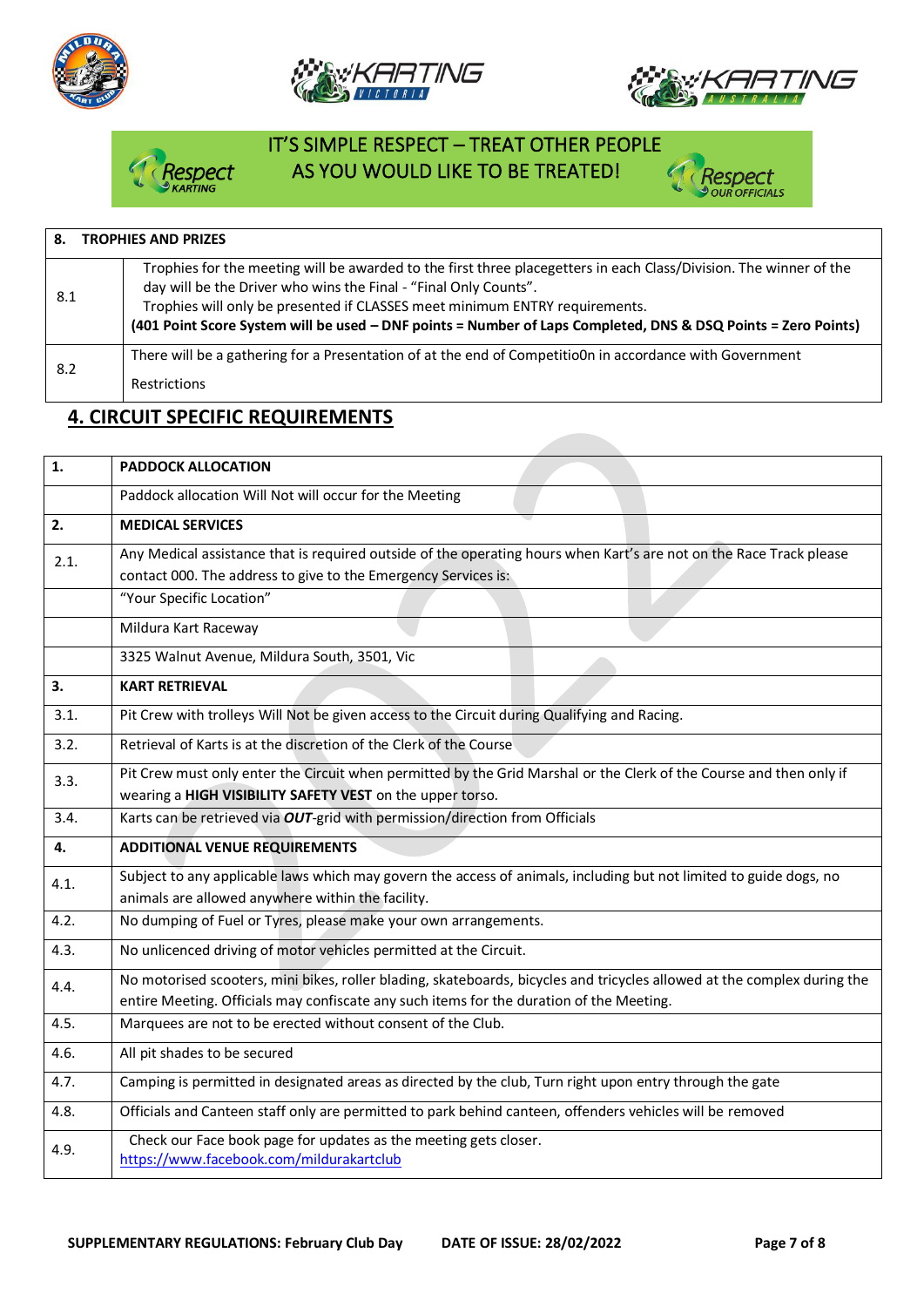IT'S SIMPLE RESPECT – TREAT OTHER PEOPLE AS YOU WOULD LIKE TO BE TREATED!

| 8. | TROPHIES AND PRIZES |
|---|---|
| 8.1 | Trophies for the meeting will be awarded to the first three placegetters in each Class/Division. The winner of the day will be the Driver who wins the Final - "Final Only Counts". Trophies will only be presented if CLASSES meet minimum ENTRY requirements. **(401 Point Score System will be used – DNF points = Number of Laps Completed, DNS & DSQ Points = Zero Points)** |
| 8.2 | There will be a gathering for a Presentation of at the end of Competitio0n in accordance with Government Restrictions |

## 4. CIRCUIT SPECIFIC REQUIREMENTS

| 1. | PADDOCK ALLOCATION |
|---|---|
| | Paddock allocation Will Not will occur for the Meeting |
| **2.** | **MEDICAL SERVICES** |
| 2.1. | Any Medical assistance that is required outside of the operating hours when Kart's are not on the Race Track please contact 000. The address to give to the Emergency Services is: |
| | "Your Specific Location" |
| | Mildura Kart Raceway |
| | 3325 Walnut Avenue, Mildura South, 3501, Vic |
| **3.** | **KART RETRIEVAL** |
| 3.1. | Pit Crew with trolleys Will Not be given access to the Circuit during Qualifying and Racing. |
| 3.2. | Retrieval of Karts is at the discretion of the Clerk of the Course |
| 3.3. | Pit Crew must only enter the Circuit when permitted by the Grid Marshal or the Clerk of the Course and then only if wearing a **HIGH VISIBILITY SAFETY VEST** on the upper torso. |
| 3.4. | Karts can be retrieved via ***OUT***-grid with permission/direction from Officials |
| **4.** | **ADDITIONAL VENUE REQUIREMENTS** |
| 4.1. | Subject to any applicable laws which may govern the access of animals, including but not limited to guide dogs, no animals are allowed anywhere within the facility. |
| 4.2. | No dumping of Fuel or Tyres, please make your own arrangements. |
| 4.3. | No unlicenced driving of motor vehicles permitted at the Circuit. |
| 4.4. | No motorised scooters, mini bikes, roller blading, skateboards, bicycles and tricycles allowed at the complex during the entire Meeting. Officials may confiscate any such items for the duration of the Meeting. |
| 4.5. | Marquees are not to be erected without consent of the Club. |
| 4.6. | All pit shades to be secured |
| 4.7. | Camping is permitted in designated areas as directed by the club, Turn right upon entry through the gate |
| 4.8. | Officials and Canteen staff only are permitted to park behind canteen, offenders vehicles will be removed |
| 4.9. | Check our Face book page for updates as the meeting gets closer. https://www.facebook.com/mildurakartclub |

**SUPPLEMENTARY REGULATIONS: February Club Day** **DATE OF ISSUE: 28/02/2022**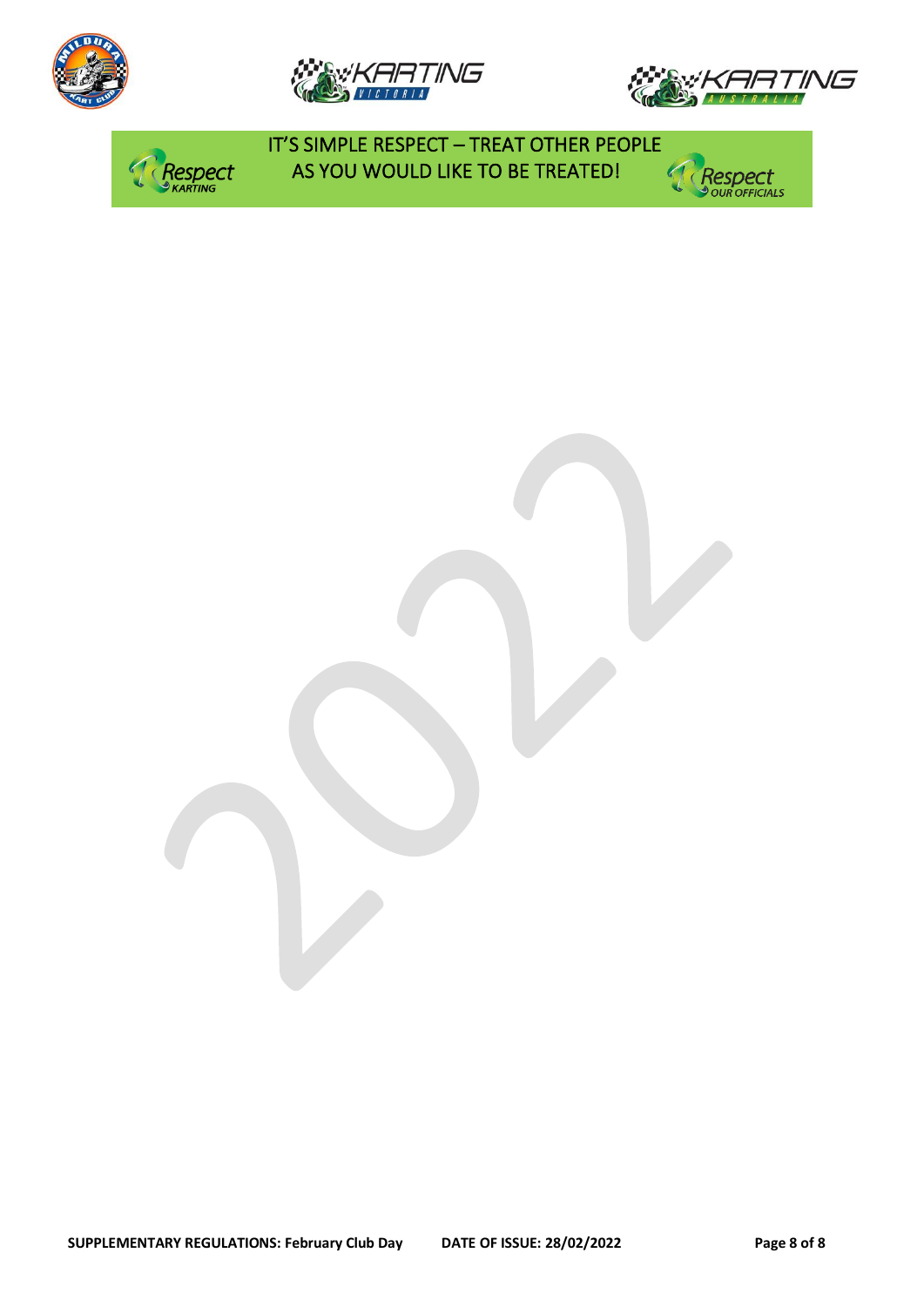IT'S SIMPLE RESPECT – TREAT OTHER PEOPLE AS YOU WOULD LIKE TO BE TREATED!